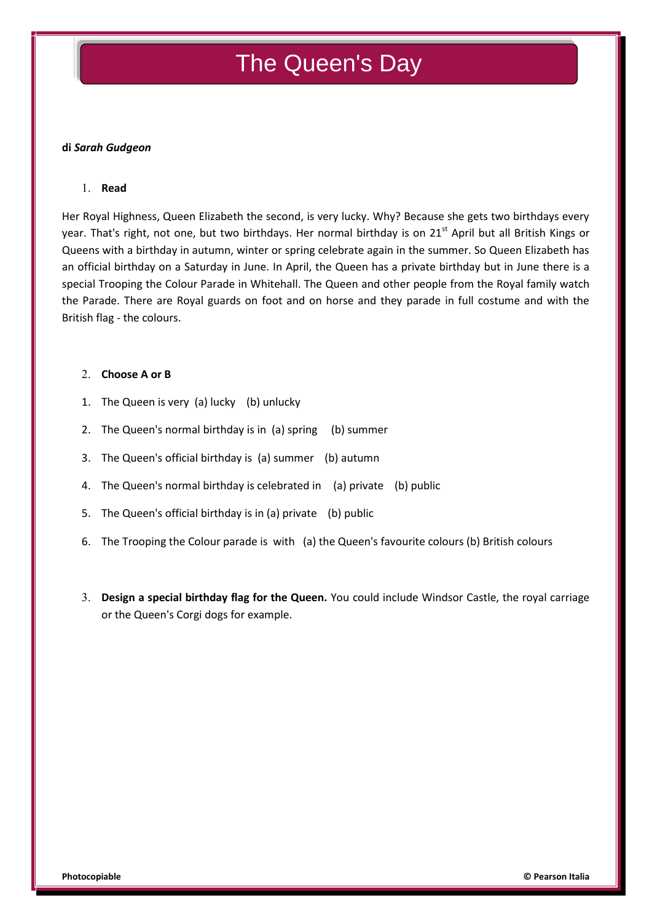# The Queen's Day

**di *Sarah Gudgeon***

1. **Read**

Her Royal Highness, Queen Elizabeth the second, is very lucky. Why? Because she gets two birthdays every year. That's right, not one, but two birthdays. Her normal birthday is on 21st April but all British Kings or Queens with a birthday in autumn, winter or spring celebrate again in the summer. So Queen Elizabeth has an official birthday on a Saturday in June. In April, the Queen has a private birthday but in June there is a special Trooping the Colour Parade in Whitehall. The Queen and other people from the Royal family watch the Parade. There are Royal guards on foot and on horse and they parade in full costume and with the British flag - the colours.

2. **Choose A or B**

1. The Queen is very (a) lucky (b) unlucky
2. The Queen's normal birthday is in (a) spring (b) summer
3. The Queen's official birthday is (a) summer (b) autumn
4. The Queen's normal birthday is celebrated in (a) private (b) public
5. The Queen's official birthday is in (a) private (b) public
6. The Trooping the Colour parade is with (a) the Queen's favourite colours (b) British colours

3. **Design a special birthday flag for the Queen.** You could include Windsor Castle, the royal carriage or the Queen's Corgi dogs for example.

**Photocopiable** **© Pearson Italia**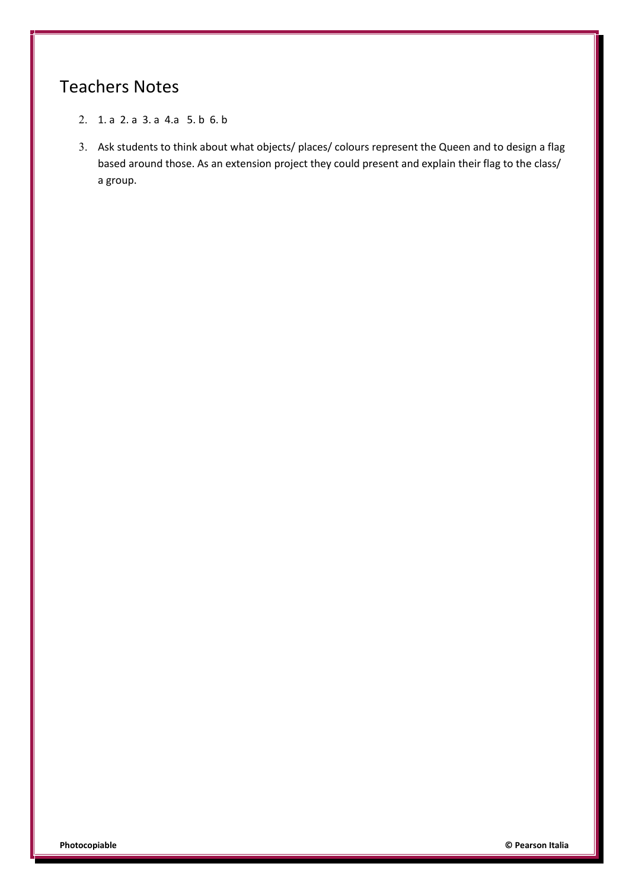# Teachers Notes

2. 1. a 2. a 3. a 4.a 5. b 6. b
3. Ask students to think about what objects/ places/ colours represent the Queen and to design a flag based around those. As an extension project they could present and explain their flag to the class/ a group.

**Photocopiable** **© Pearson Italia**